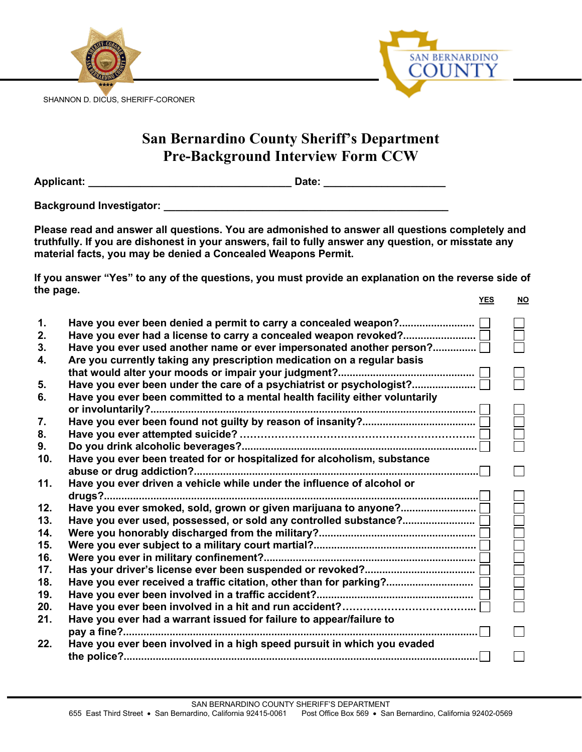SHANNON D. DICUS, SHERIFF-CORONER

SAN BERNARDINO COUNTY

# San Bernardino County Sheriff's Department
# Pre-Background Interview Form CCW

**Applicant:** ________________________________ **Date:** ____________________

**Background Investigator:** ______________________________________________

**Please read and answer all questions. You are admonished to answer all questions completely and truthfully. If you are dishonest in your answers, fail to fully answer any question, or misstate any material facts, you may be denied a Concealed Weapons Permit.**

**If you answer "Yes" to any of the questions, you must provide an explanation on the reverse side of the page.**

| | Question | YES | NO |
|---|---|---|---|
| 1. | Have you ever been denied a permit to carry a concealed weapon? | ☐ | ☐ |
| 2. | Have you ever had a license to carry a concealed weapon revoked? | ☐ | ☐ |
| 3. | Have you ever used another name or ever impersonated another person? | ☐ | ☐ |
| 4. | Are you currently taking any prescription medication on a regular basis that would alter your moods or impair your judgment? | ☐ | ☐ |
| 5. | Have you ever been under the care of a psychiatrist or psychologist? | ☐ | ☐ |
| 6. | Have you ever been committed to a mental health facility either voluntarily or involuntarily? | ☐ | ☐ |
| 7. | Have you ever been found not guilty by reason of insanity? | ☐ | ☐ |
| 8. | Have you ever attempted suicide? | ☐ | ☐ |
| 9. | Do you drink alcoholic beverages? | ☐ | ☐ |
| 10. | Have you ever been treated for or hospitalized for alcoholism, substance abuse or drug addiction? | ☐ | ☐ |
| 11. | Have you ever driven a vehicle while under the influence of alcohol or drugs? | ☐ | ☐ |
| 12. | Have you ever smoked, sold, grown or given marijuana to anyone? | ☐ | ☐ |
| 13. | Have you ever used, possessed, or sold any controlled substance? | ☐ | ☐ |
| 14. | Were you honorably discharged from the military? | ☐ | ☐ |
| 15. | Were you ever subject to a military court martial? | ☐ | ☐ |
| 16. | Were you ever in military confinement? | ☐ | ☐ |
| 17. | Has your driver's license ever been suspended or revoked? | ☐ | ☐ |
| 18. | Have you ever received a traffic citation, other than for parking? | ☐ | ☐ |
| 19. | Have you ever been involved in a traffic accident? | ☐ | ☐ |
| 20. | Have you ever been involved in a hit and run accident? | ☐ | ☐ |
| 21. | Have you ever had a warrant issued for failure to appear/failure to pay a fine? | ☐ | ☐ |
| 22. | Have you ever been involved in a high speed pursuit in which you evaded the police? | ☐ | ☐ |

SAN BERNARDINO COUNTY SHERIFF'S DEPARTMENT
655 East Third Street • San Bernardino, California 92415-0061 Post Office Box 569 • San Bernardino, California 92402-0569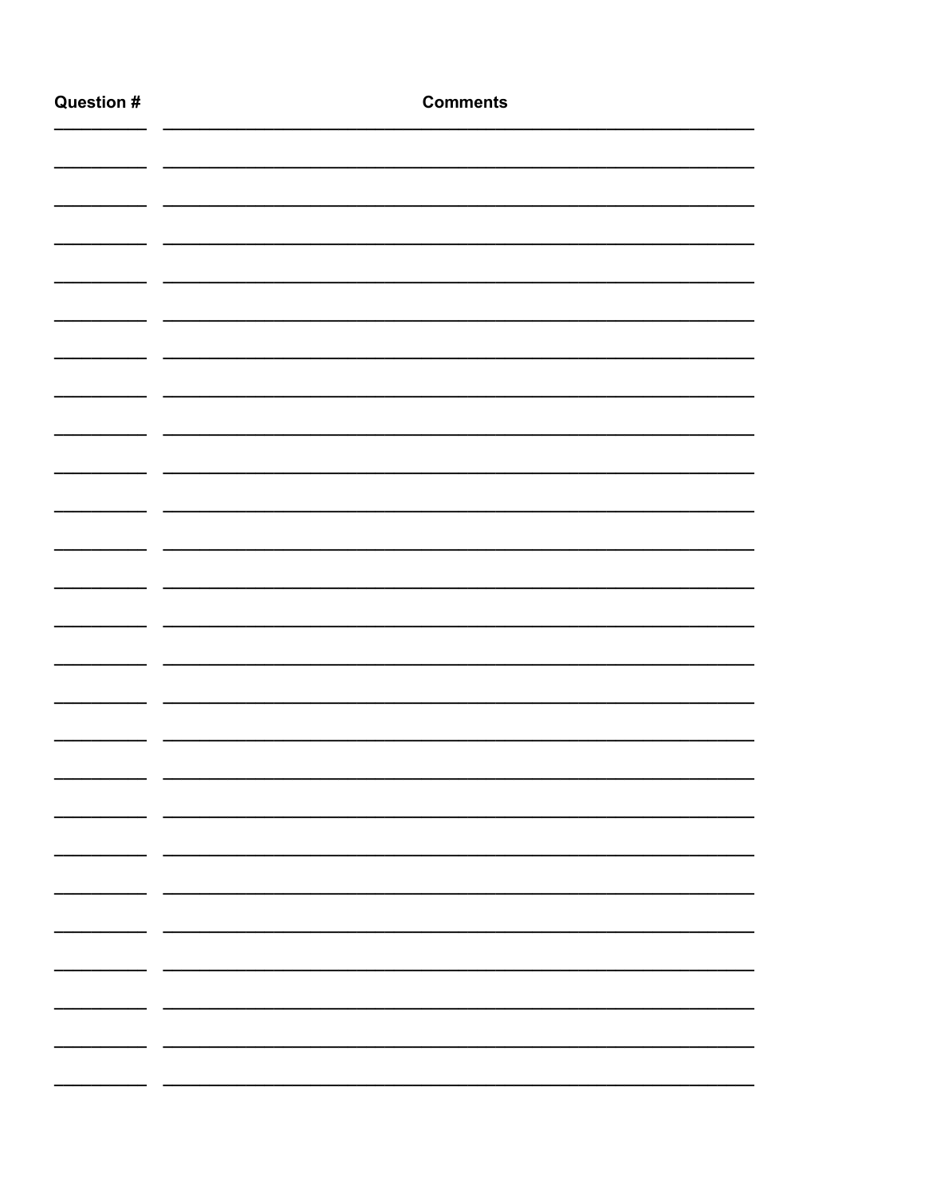| Question # | Comments |
| --- | --- |
| | |
| | |
| | |
| | |
| | |
| | |
| | |
| | |
| | |
| | |
| | |
| | |
| | |
| | |
| | |
| | |
| | |
| | |
| | |
| | |
| | |
| | |
| | |
| | |
| | |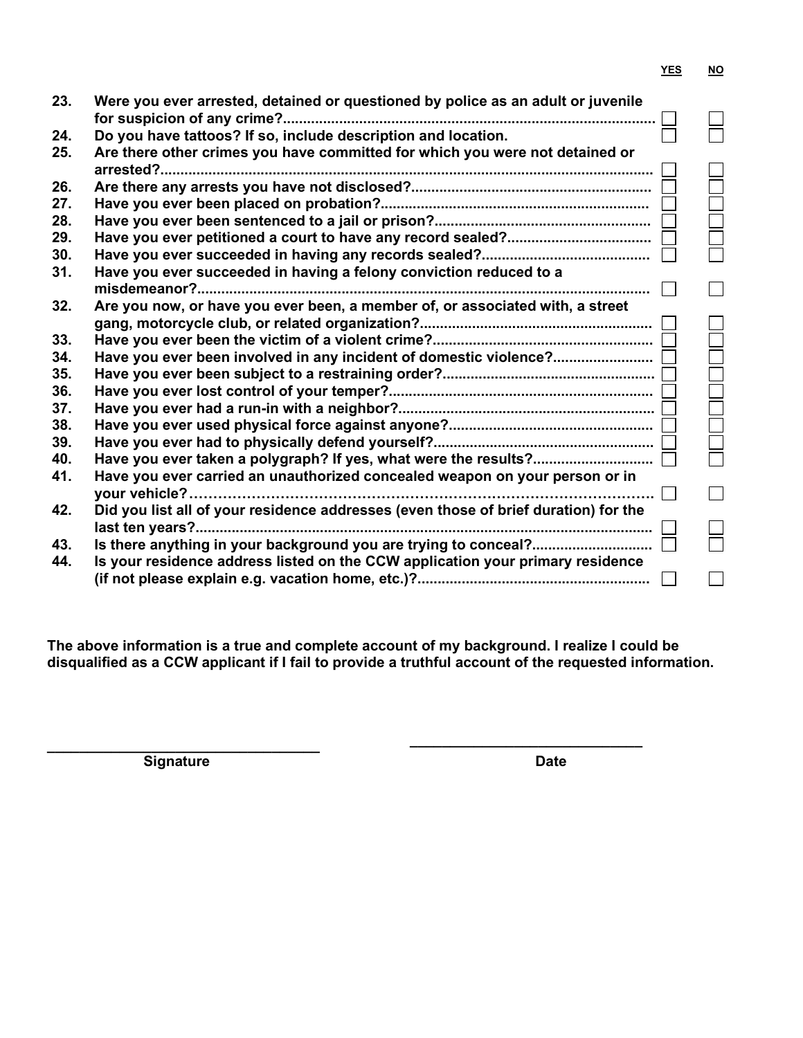| | | YES | NO |
|---|---|---|---|
| 23. | Were you ever arrested, detained or questioned by police as an adult or juvenile for suspicion of any crime? | ☐ | ☐ |
| 24. | Do you have tattoos? If so, include description and location. | ☐ | ☐ |
| 25. | Are there other crimes you have committed for which you were not detained or arrested? | ☐ | ☐ |
| 26. | Are there any arrests you have not disclosed? | ☐ | ☐ |
| 27. | Have you ever been placed on probation? | ☐ | ☐ |
| 28. | Have you ever been sentenced to a jail or prison? | ☐ | ☐ |
| 29. | Have you ever petitioned a court to have any record sealed? | ☐ | ☐ |
| 30. | Have you ever succeeded in having any records sealed? | ☐ | ☐ |
| 31. | Have you ever succeeded in having a felony conviction reduced to a misdemeanor? | ☐ | ☐ |
| 32. | Are you now, or have you ever been, a member of, or associated with, a street gang, motorcycle club, or related organization? | ☐ | ☐ |
| 33. | Have you ever been the victim of a violent crime? | ☐ | ☐ |
| 34. | Have you ever been involved in any incident of domestic violence? | ☐ | ☐ |
| 35. | Have you ever been subject to a restraining order? | ☐ | ☐ |
| 36. | Have you ever lost control of your temper? | ☐ | ☐ |
| 37. | Have you ever had a run-in with a neighbor? | ☐ | ☐ |
| 38. | Have you ever used physical force against anyone? | ☐ | ☐ |
| 39. | Have you ever had to physically defend yourself? | ☐ | ☐ |
| 40. | Have you ever taken a polygraph? If yes, what were the results? | ☐ | ☐ |
| 41. | Have you ever carried an unauthorized concealed weapon on your person or in your vehicle? | ☐ | ☐ |
| 42. | Did you list all of your residence addresses (even those of brief duration) for the last ten years? | ☐ | ☐ |
| 43. | Is there anything in your background you are trying to conceal? | ☐ | ☐ |
| 44. | Is your residence address listed on the CCW application your primary residence (if not please explain e.g. vacation home, etc.)? | ☐ | ☐ |

**The above information is a true and complete account of my background. I realize I could be disqualified as a CCW applicant if I fail to provide a truthful account of the requested information.**

\_\_\_\_\_\_\_\_\_\_\_\_\_\_\_\_\_\_\_\_\_\_\_\_\_\_\_\_\_\_\_\_\_\_
**Signature**

\_\_\_\_\_\_\_\_\_\_\_\_\_\_\_\_\_\_\_\_\_\_\_\_\_\_\_\_\_\_
**Date**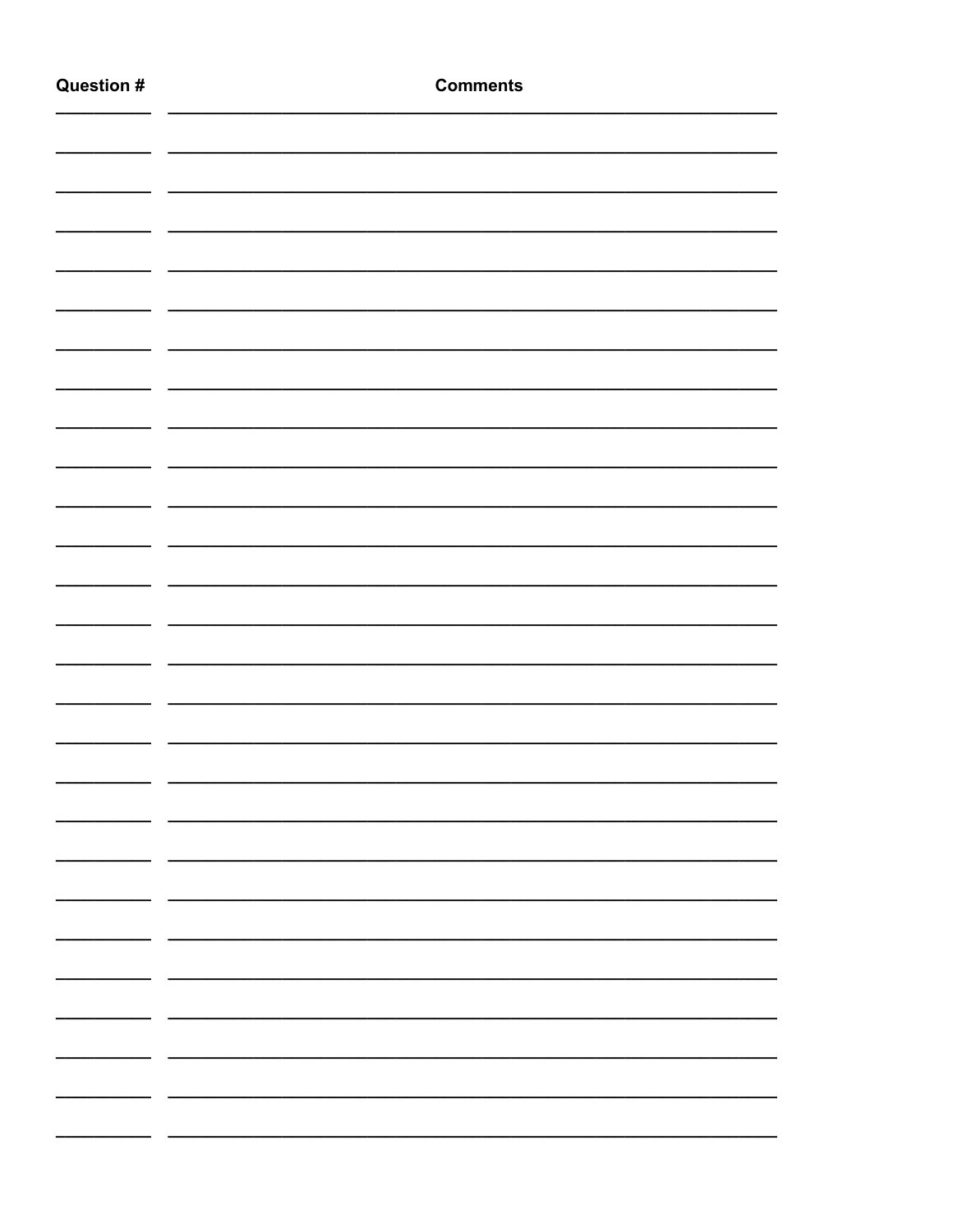| Question # | Comments |
| --- | --- |
| | |
| | |
| | |
| | |
| | |
| | |
| | |
| | |
| | |
| | |
| | |
| | |
| | |
| | |
| | |
| | |
| | |
| | |
| | |
| | |
| | |
| | |
| | |
| | |
| | |
| | |
| | |